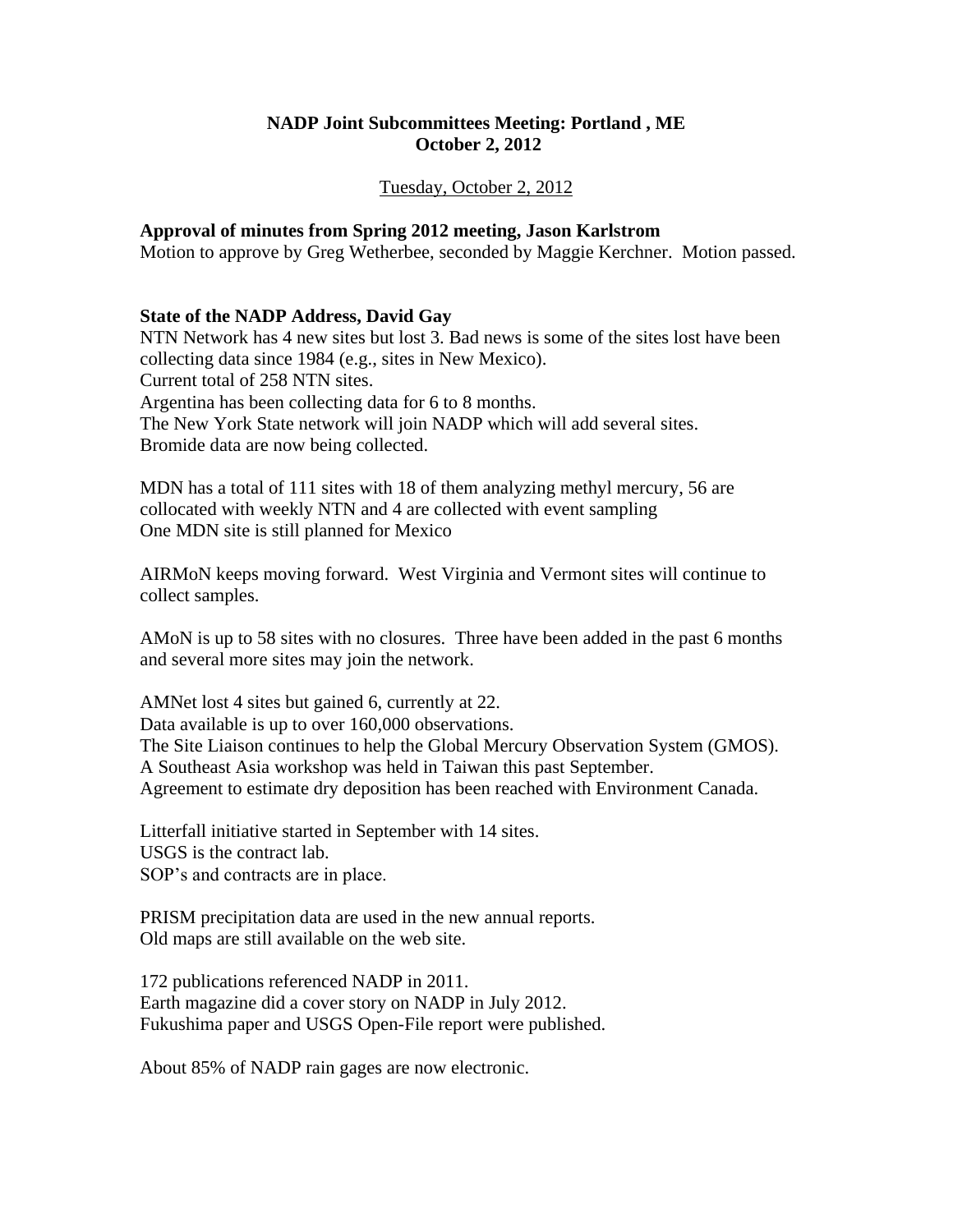# NADP Joint Subcommittees Meeting: Portland , ME
# October 2, 2012

Tuesday, October 2, 2012

**Approval of minutes from Spring 2012 meeting, Jason Karlstrom**

Motion to approve by Greg Wetherbee, seconded by Maggie Kerchner. Motion passed.

**State of the NADP Address, David Gay**

NTN Network has 4 new sites but lost 3. Bad news is some of the sites lost have been collecting data since 1984 (e.g., sites in New Mexico).
Current total of 258 NTN sites.
Argentina has been collecting data for 6 to 8 months.
The New York State network will join NADP which will add several sites.
Bromide data are now being collected.

MDN has a total of 111 sites with 18 of them analyzing methyl mercury, 56 are collocated with weekly NTN and 4 are collected with event sampling
One MDN site is still planned for Mexico

AIRMoN keeps moving forward. West Virginia and Vermont sites will continue to collect samples.

AMoN is up to 58 sites with no closures. Three have been added in the past 6 months and several more sites may join the network.

AMNet lost 4 sites but gained 6, currently at 22.
Data available is up to over 160,000 observations.
The Site Liaison continues to help the Global Mercury Observation System (GMOS).
A Southeast Asia workshop was held in Taiwan this past September.
Agreement to estimate dry deposition has been reached with Environment Canada.

Litterfall initiative started in September with 14 sites.
USGS is the contract lab.
SOP's and contracts are in place.

PRISM precipitation data are used in the new annual reports.
Old maps are still available on the web site.

172 publications referenced NADP in 2011.
Earth magazine did a cover story on NADP in July 2012.
Fukushima paper and USGS Open-File report were published.

About 85% of NADP rain gages are now electronic.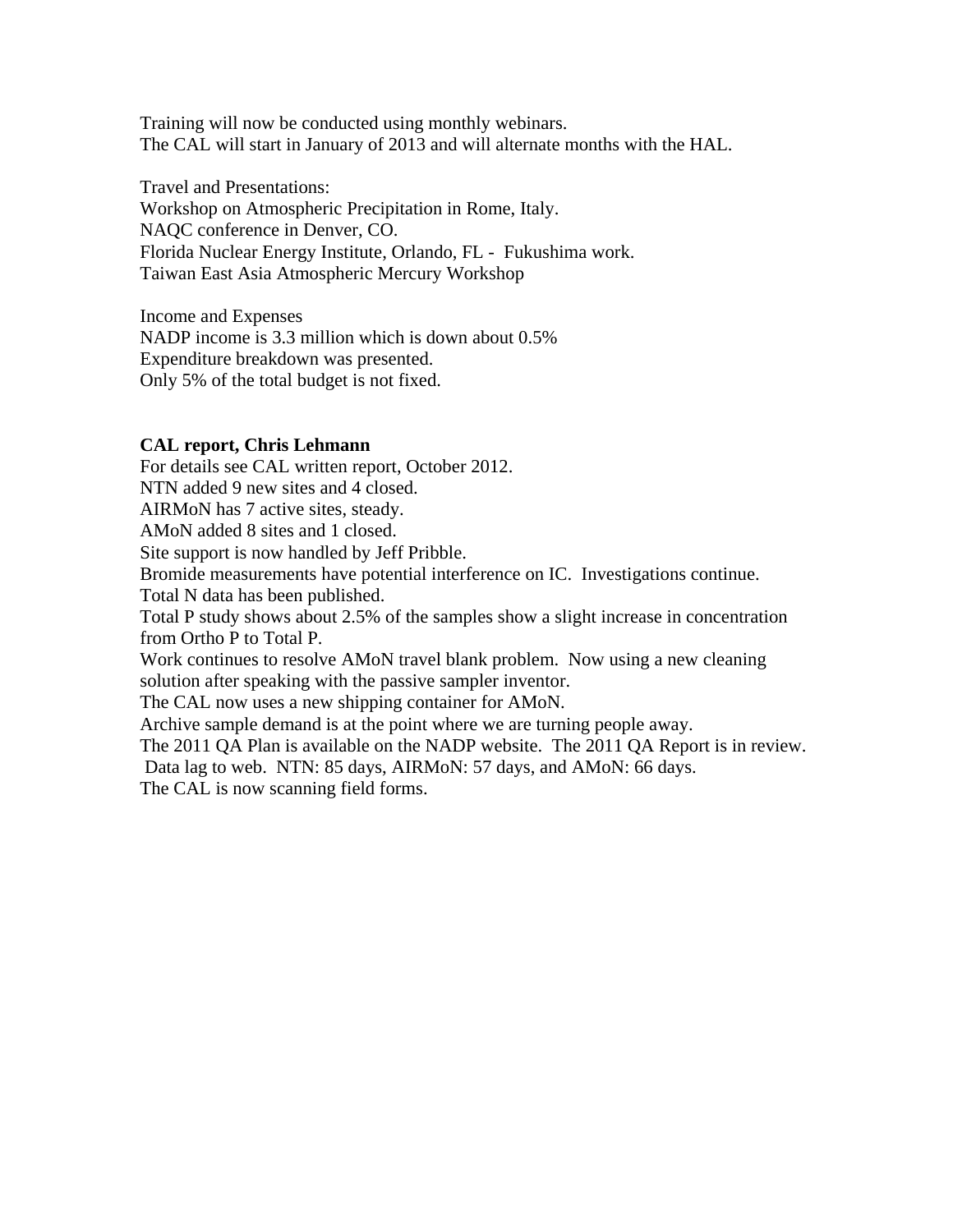Training will now be conducted using monthly webinars.
The CAL will start in January of 2013 and will alternate months with the HAL.

Travel and Presentations:
Workshop on Atmospheric Precipitation in Rome, Italy.
NAQC conference in Denver, CO.
Florida Nuclear Energy Institute, Orlando, FL - Fukushima work.
Taiwan East Asia Atmospheric Mercury Workshop

Income and Expenses
NADP income is 3.3 million which is down about 0.5%
Expenditure breakdown was presented.
Only 5% of the total budget is not fixed.

**CAL report, Chris Lehmann**
For details see CAL written report, October 2012.
NTN added 9 new sites and 4 closed.
AIRMoN has 7 active sites, steady.
AMoN added 8 sites and 1 closed.
Site support is now handled by Jeff Pribble.
Bromide measurements have potential interference on IC. Investigations continue.
Total N data has been published.
Total P study shows about 2.5% of the samples show a slight increase in concentration from Ortho P to Total P.
Work continues to resolve AMoN travel blank problem. Now using a new cleaning solution after speaking with the passive sampler inventor.
The CAL now uses a new shipping container for AMoN.
Archive sample demand is at the point where we are turning people away.
The 2011 QA Plan is available on the NADP website. The 2011 QA Report is in review.
Data lag to web. NTN: 85 days, AIRMoN: 57 days, and AMoN: 66 days.
The CAL is now scanning field forms.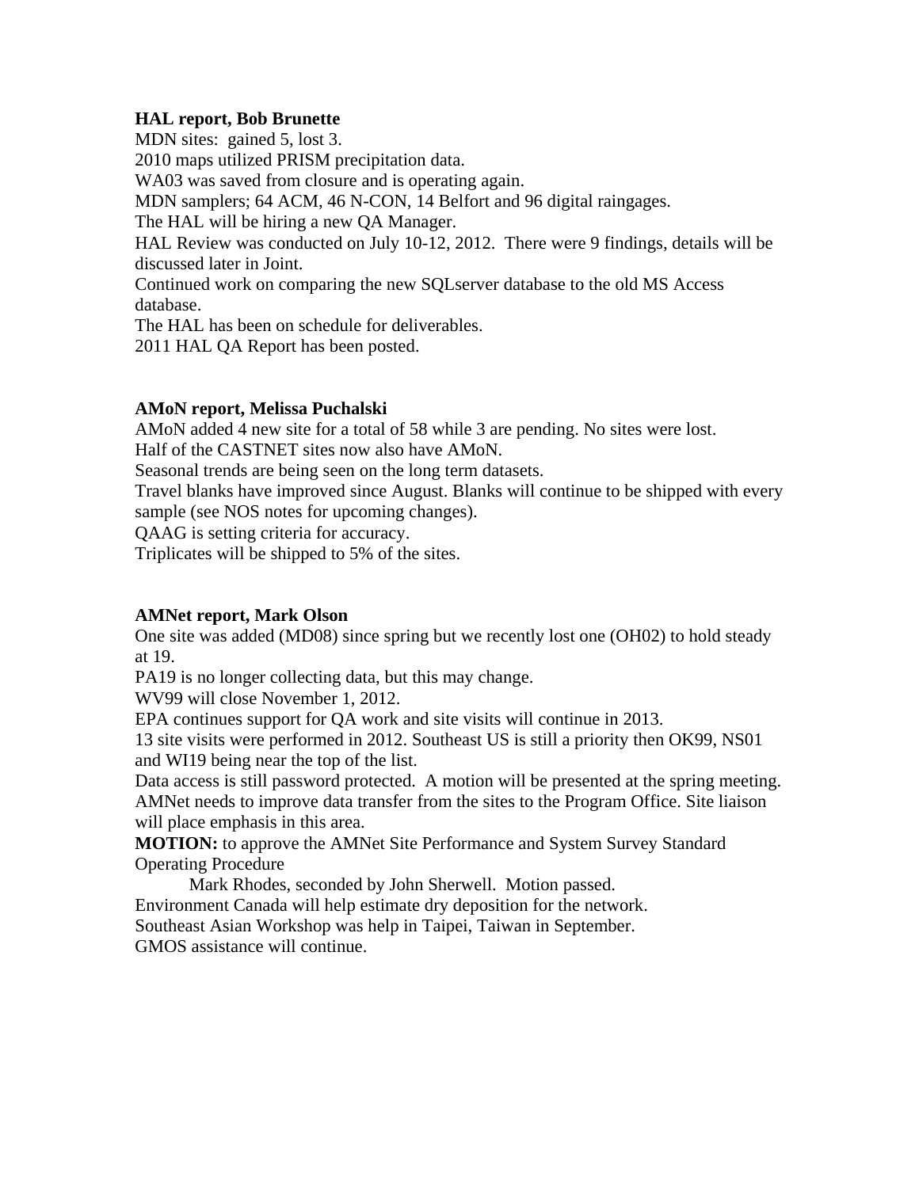**HAL report, Bob Brunette**

MDN sites: gained 5, lost 3.
2010 maps utilized PRISM precipitation data.
WA03 was saved from closure and is operating again.
MDN samplers; 64 ACM, 46 N-CON, 14 Belfort and 96 digital raingages.
The HAL will be hiring a new QA Manager.
HAL Review was conducted on July 10-12, 2012. There were 9 findings, details will be discussed later in Joint.
Continued work on comparing the new SQLserver database to the old MS Access database.
The HAL has been on schedule for deliverables.
2011 HAL QA Report has been posted.

**AMoN report, Melissa Puchalski**

AMoN added 4 new site for a total of 58 while 3 are pending. No sites were lost.
Half of the CASTNET sites now also have AMoN.
Seasonal trends are being seen on the long term datasets.
Travel blanks have improved since August. Blanks will continue to be shipped with every sample (see NOS notes for upcoming changes).
QAAG is setting criteria for accuracy.
Triplicates will be shipped to 5% of the sites.

**AMNet report, Mark Olson**

One site was added (MD08) since spring but we recently lost one (OH02) to hold steady at 19.
PA19 is no longer collecting data, but this may change.
WV99 will close November 1, 2012.
EPA continues support for QA work and site visits will continue in 2013.
13 site visits were performed in 2012. Southeast US is still a priority then OK99, NS01 and WI19 being near the top of the list.
Data access is still password protected. A motion will be presented at the spring meeting.
AMNet needs to improve data transfer from the sites to the Program Office. Site liaison will place emphasis in this area.
**MOTION:** to approve the AMNet Site Performance and System Survey Standard Operating Procedure

Mark Rhodes, seconded by John Sherwell. Motion passed.

Environment Canada will help estimate dry deposition for the network.
Southeast Asian Workshop was help in Taipei, Taiwan in September.
GMOS assistance will continue.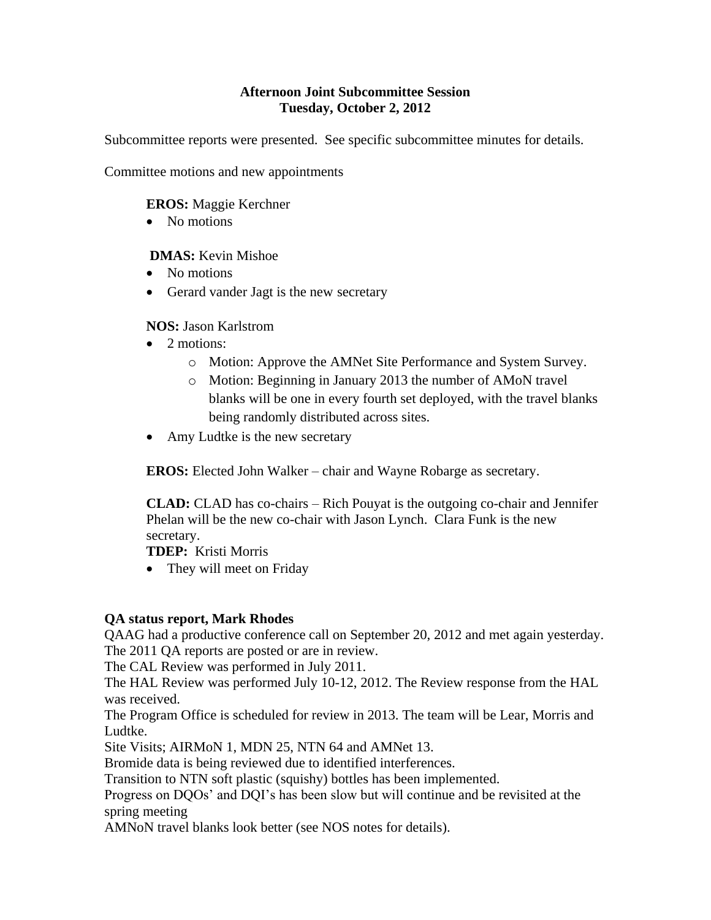**Afternoon Joint Subcommittee Session**
**Tuesday, October 2, 2012**

Subcommittee reports were presented. See specific subcommittee minutes for details.

Committee motions and new appointments

**EROS:** Maggie Kerchner

- No motions

**DMAS:** Kevin Mishoe

- No motions
- Gerard vander Jagt is the new secretary

**NOS:** Jason Karlstrom

- 2 motions:
    - Motion: Approve the AMNet Site Performance and System Survey.
    - Motion: Beginning in January 2013 the number of AMoN travel blanks will be one in every fourth set deployed, with the travel blanks being randomly distributed across sites.
- Amy Ludtke is the new secretary

**EROS:** Elected John Walker – chair and Wayne Robarge as secretary.

**CLAD:** CLAD has co-chairs – Rich Pouyat is the outgoing co-chair and Jennifer Phelan will be the new co-chair with Jason Lynch. Clara Funk is the new secretary.

**TDEP:** Kristi Morris

- They will meet on Friday

**QA status report, Mark Rhodes**

QAAG had a productive conference call on September 20, 2012 and met again yesterday.
The 2011 QA reports are posted or are in review.
The CAL Review was performed in July 2011.
The HAL Review was performed July 10-12, 2012. The Review response from the HAL was received.
The Program Office is scheduled for review in 2013. The team will be Lear, Morris and Ludtke.
Site Visits; AIRMoN 1, MDN 25, NTN 64 and AMNet 13.
Bromide data is being reviewed due to identified interferences.
Transition to NTN soft plastic (squishy) bottles has been implemented.
Progress on DQOs' and DQI's has been slow but will continue and be revisited at the spring meeting
AMNoN travel blanks look better (see NOS notes for details).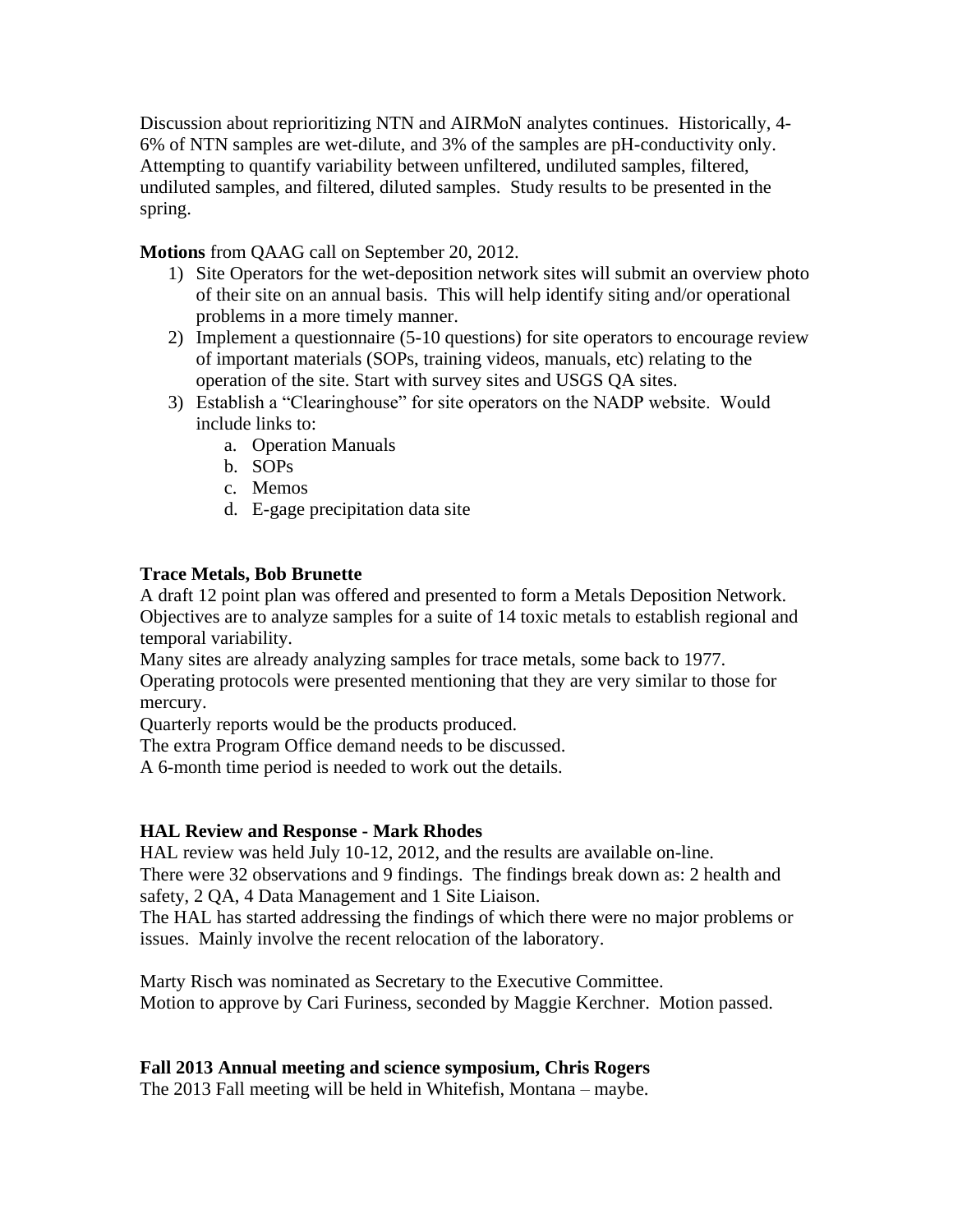Discussion about reprioritizing NTN and AIRMoN analytes continues. Historically, 4-6% of NTN samples are wet-dilute, and 3% of the samples are pH-conductivity only. Attempting to quantify variability between unfiltered, undiluted samples, filtered, undiluted samples, and filtered, diluted samples. Study results to be presented in the spring.

**Motions** from QAAG call on September 20, 2012.

1) Site Operators for the wet-deposition network sites will submit an overview photo of their site on an annual basis. This will help identify siting and/or operational problems in a more timely manner.
2) Implement a questionnaire (5-10 questions) for site operators to encourage review of important materials (SOPs, training videos, manuals, etc) relating to the operation of the site. Start with survey sites and USGS QA sites.
3) Establish a "Clearinghouse" for site operators on the NADP website. Would include links to:
   a. Operation Manuals
   b. SOPs
   c. Memos
   d. E-gage precipitation data site

**Trace Metals, Bob Brunette**

A draft 12 point plan was offered and presented to form a Metals Deposition Network. Objectives are to analyze samples for a suite of 14 toxic metals to establish regional and temporal variability.

Many sites are already analyzing samples for trace metals, some back to 1977.

Operating protocols were presented mentioning that they are very similar to those for mercury.

Quarterly reports would be the products produced.

The extra Program Office demand needs to be discussed.

A 6-month time period is needed to work out the details.

**HAL Review and Response - Mark Rhodes**

HAL review was held July 10-12, 2012, and the results are available on-line.

There were 32 observations and 9 findings. The findings break down as: 2 health and safety, 2 QA, 4 Data Management and 1 Site Liaison.

The HAL has started addressing the findings of which there were no major problems or issues. Mainly involve the recent relocation of the laboratory.

Marty Risch was nominated as Secretary to the Executive Committee.

Motion to approve by Cari Furiness, seconded by Maggie Kerchner. Motion passed.

**Fall 2013 Annual meeting and science symposium, Chris Rogers**

The 2013 Fall meeting will be held in Whitefish, Montana – maybe.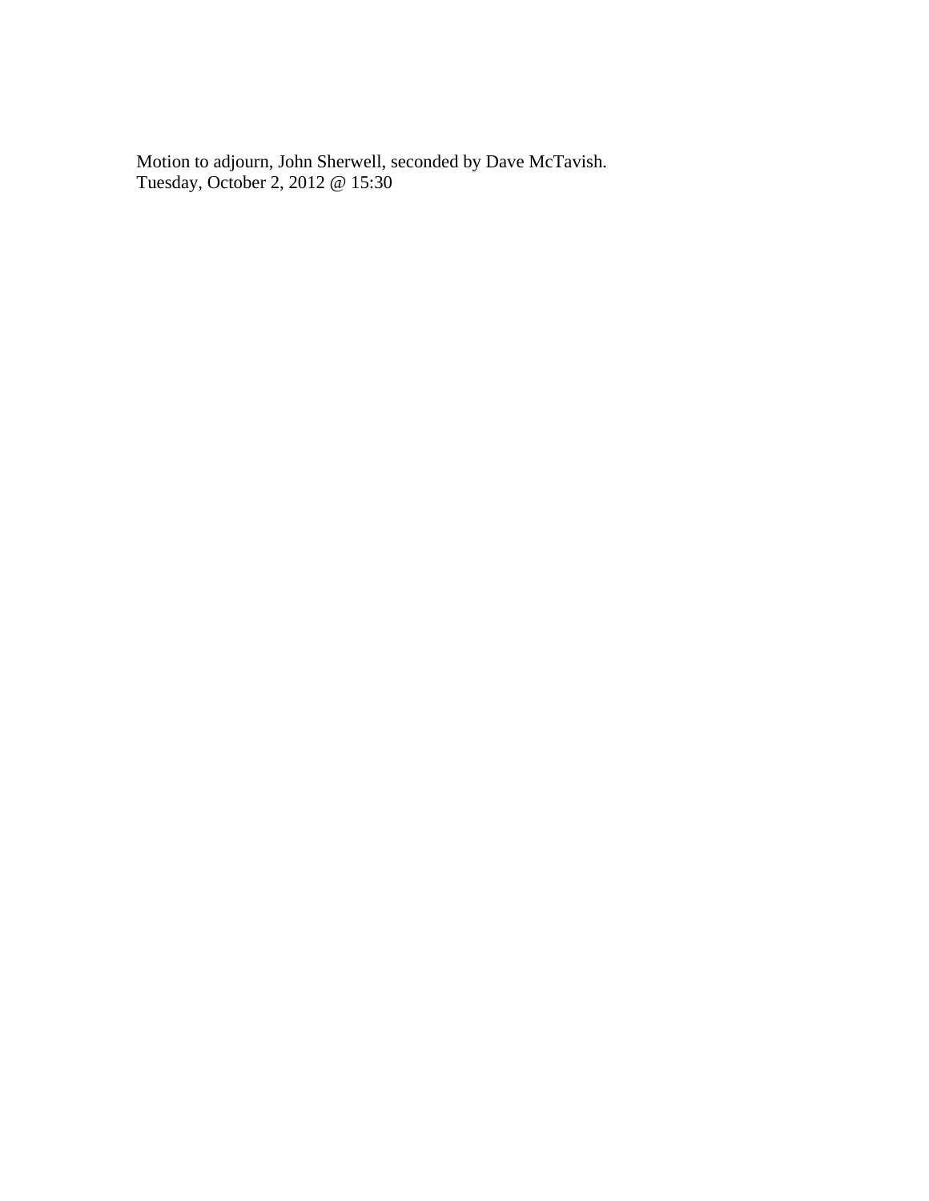Motion to adjourn, John Sherwell, seconded by Dave McTavish.
Tuesday, October 2, 2012 @ 15:30